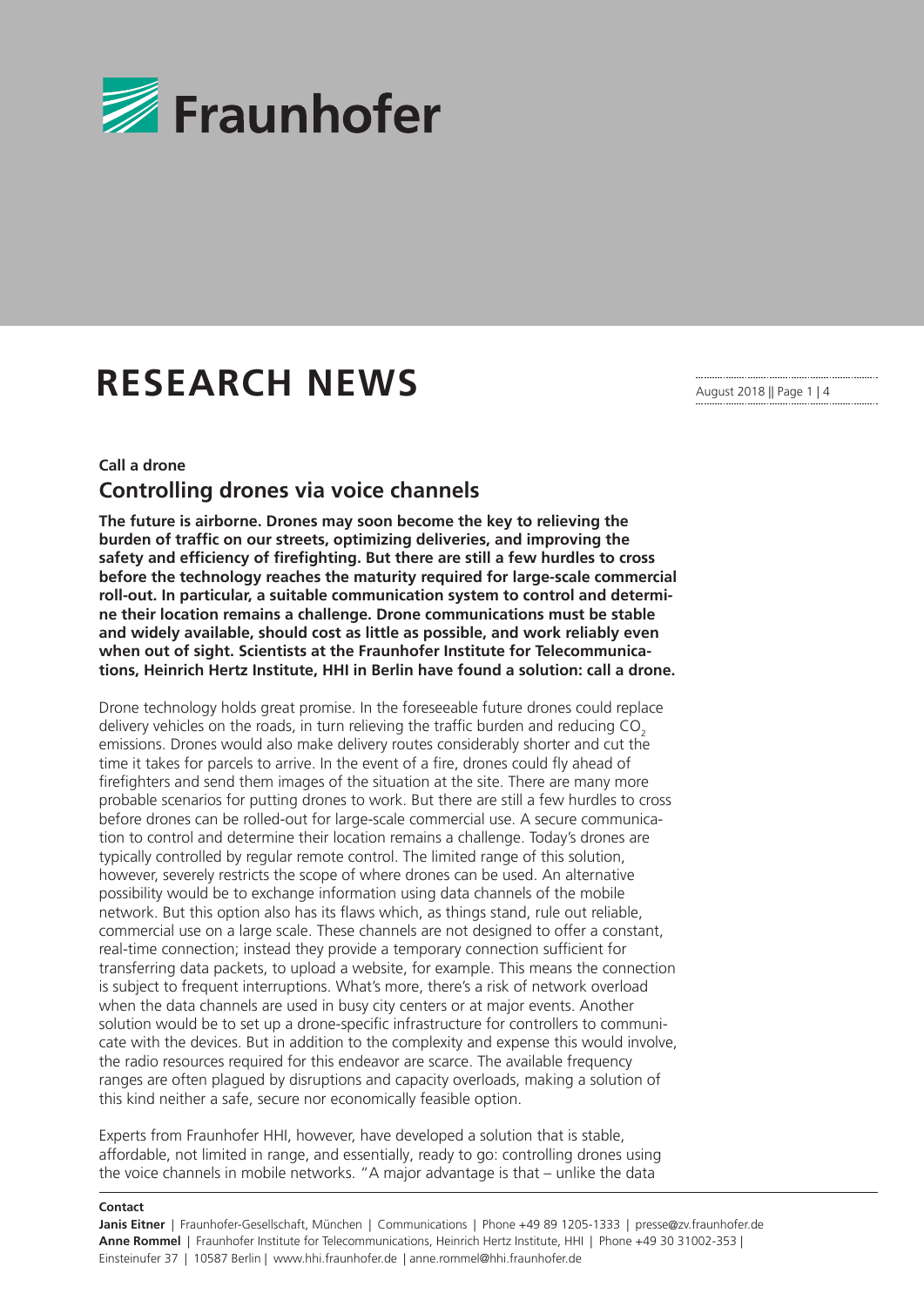# RESEARCH NEWS

August 2018

**Call a drone**

## Controlling drones via voice channels

**The future is airborne. Drones may soon become the key to relieving the burden of traffic on our streets, optimizing deliveries, and improving the safety and efficiency of firefighting. But there are still a few hurdles to cross before the technology reaches the maturity required for large-scale commercial roll-out. In particular, a suitable communication system to control and determine their location remains a challenge. Drone communications must be stable and widely available, should cost as little as possible, and work reliably even when out of sight. Scientists at the Fraunhofer Institute for Telecommunications, Heinrich Hertz Institute, HHI in Berlin have found a solution: call a drone.**

Drone technology holds great promise. In the foreseeable future drones could replace delivery vehicles on the roads, in turn relieving the traffic burden and reducing $CO_2$ emissions. Drones would also make delivery routes considerably shorter and cut the time it takes for parcels to arrive. In the event of a fire, drones could fly ahead of firefighters and send them images of the situation at the site. There are many more probable scenarios for putting drones to work. But there are still a few hurdles to cross before drones can be rolled-out for large-scale commercial use. A secure communication to control and determine their location remains a challenge. Today's drones are typically controlled by regular remote control. The limited range of this solution, however, severely restricts the scope of where drones can be used. An alternative possibility would be to exchange information using data channels of the mobile network. But this option also has its flaws which, as things stand, rule out reliable, commercial use on a large scale. These channels are not designed to offer a constant, real-time connection; instead they provide a temporary connection sufficient for transferring data packets, to upload a website, for example. This means the connection is subject to frequent interruptions. What's more, there's a risk of network overload when the data channels are used in busy city centers or at major events. Another solution would be to set up a drone-specific infrastructure for controllers to communicate with the devices. But in addition to the complexity and expense this would involve, the radio resources required for this endeavor are scarce. The available frequency ranges are often plagued by disruptions and capacity overloads, making a solution of this kind neither a safe, secure nor economically feasible option.

Experts from Fraunhofer HHI, however, have developed a solution that is stable, affordable, not limited in range, and essentially, ready to go: controlling drones using the voice channels in mobile networks. "A major advantage is that – unlike the data

**Contact**

**Janis Eitner** | Fraunhofer-Gesellschaft, München | Communications | Phone +49 89 1205-1333 | presse@zv.fraunhofer.de
**Anne Rommel** | Fraunhofer Institute for Telecommunications, Heinrich Hertz Institute, HHI | Phone +49 30 31002-353 | Einsteinufer 37 | 10587 Berlin | www.hhi.fraunhofer.de | anne.rommel@hhi.fraunhofer.de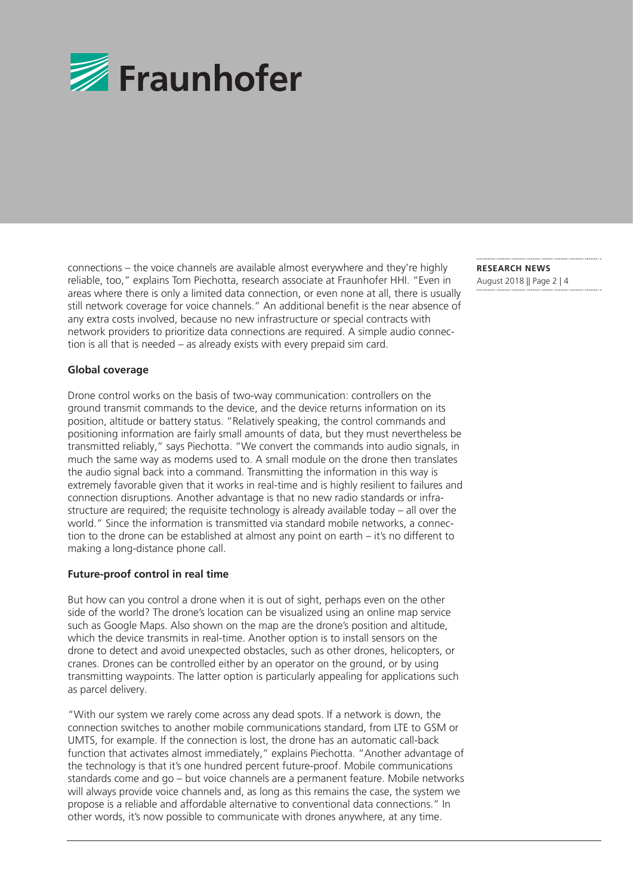connections – the voice channels are available almost everywhere and they're highly reliable, too," explains Tom Piechotta, research associate at Fraunhofer HHI. "Even in areas where there is only a limited data connection, or even none at all, there is usually still network coverage for voice channels." An additional benefit is the near absence of any extra costs involved, because no new infrastructure or special contracts with network providers to prioritize data connections are required. A simple audio connection is all that is needed – as already exists with every prepaid sim card.

**Global coverage**

Drone control works on the basis of two-way communication: controllers on the ground transmit commands to the device, and the device returns information on its position, altitude or battery status. "Relatively speaking, the control commands and positioning information are fairly small amounts of data, but they must nevertheless be transmitted reliably," says Piechotta. "We convert the commands into audio signals, in much the same way as modems used to. A small module on the drone then translates the audio signal back into a command. Transmitting the information in this way is extremely favorable given that it works in real-time and is highly resilient to failures and connection disruptions. Another advantage is that no new radio standards or infrastructure are required; the requisite technology is already available today – all over the world." Since the information is transmitted via standard mobile networks, a connection to the drone can be established at almost any point on earth – it's no different to making a long-distance phone call.

**Future-proof control in real time**

But how can you control a drone when it is out of sight, perhaps even on the other side of the world? The drone's location can be visualized using an online map service such as Google Maps. Also shown on the map are the drone's position and altitude, which the device transmits in real-time. Another option is to install sensors on the drone to detect and avoid unexpected obstacles, such as other drones, helicopters, or cranes. Drones can be controlled either by an operator on the ground, or by using transmitting waypoints. The latter option is particularly appealing for applications such as parcel delivery.

"With our system we rarely come across any dead spots. If a network is down, the connection switches to another mobile communications standard, from LTE to GSM or UMTS, for example. If the connection is lost, the drone has an automatic call-back function that activates almost immediately," explains Piechotta. "Another advantage of the technology is that it's one hundred percent future-proof. Mobile communications standards come and go – but voice channels are a permanent feature. Mobile networks will always provide voice channels and, as long as this remains the case, the system we propose is a reliable and affordable alternative to conventional data connections." In other words, it's now possible to communicate with drones anywhere, at any time.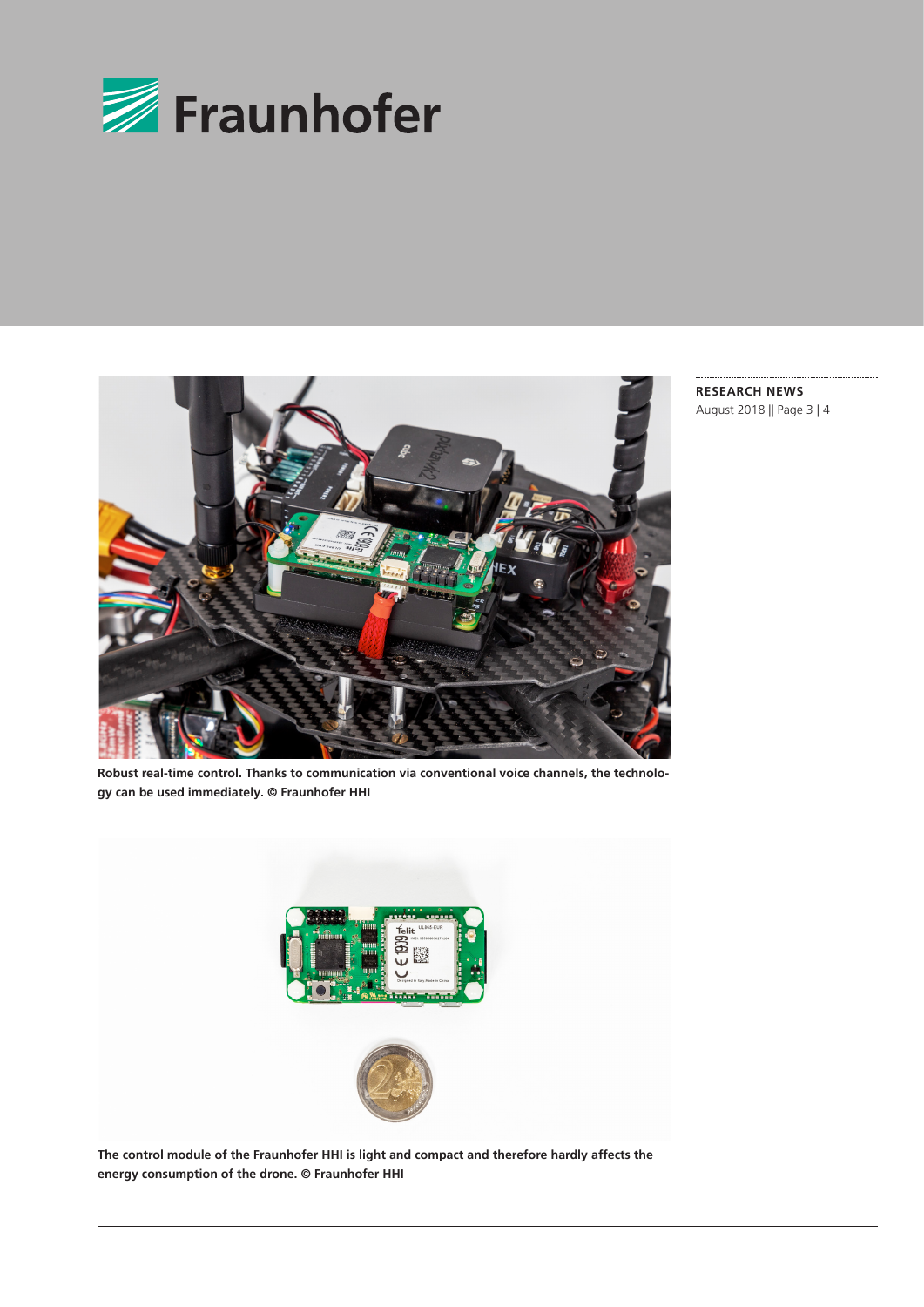Robust real-time control. Thanks to communication via conventional voice channels, the technology can be used immediately. © Fraunhofer HHI

The control module of the Fraunhofer HHI is light and compact and therefore hardly affects the energy consumption of the drone. © Fraunhofer HHI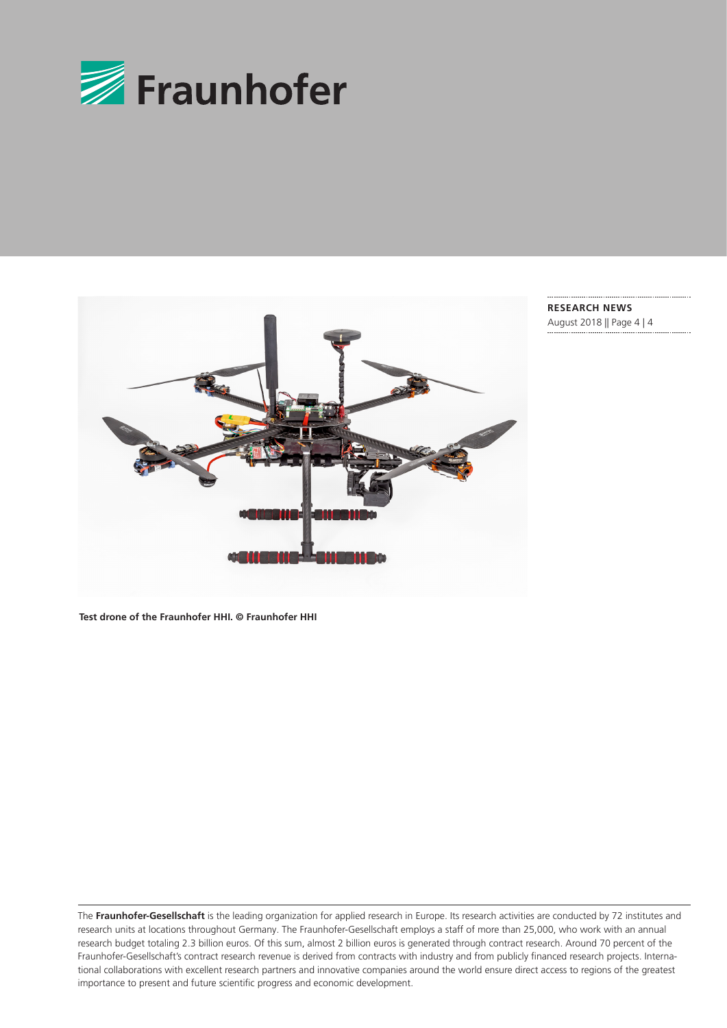Test drone of the Fraunhofer HHI. © Fraunhofer HHI

The **Fraunhofer-Gesellschaft** is the leading organization for applied research in Europe. Its research activities are conducted by 72 institutes and research units at locations throughout Germany. The Fraunhofer-Gesellschaft employs a staff of more than 25,000, who work with an annual research budget totaling 2.3 billion euros. Of this sum, almost 2 billion euros is generated through contract research. Around 70 percent of the Fraunhofer-Gesellschaft's contract research revenue is derived from contracts with industry and from publicly financed research projects. International collaborations with excellent research partners and innovative companies around the world ensure direct access to regions of the greatest importance to present and future scientific progress and economic development.